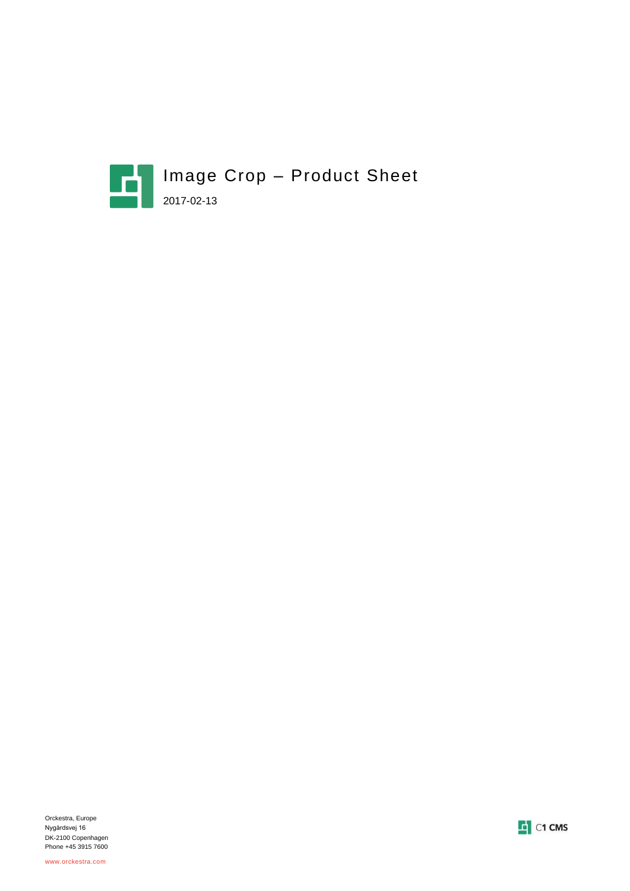# Image Crop – Product Sheet

2017-02-13

Orckestra, Europe
Nygårdsvej 16
DK-2100 Copenhagen
Phone +45 3915 7600

www.orckestra.com

C1 CMS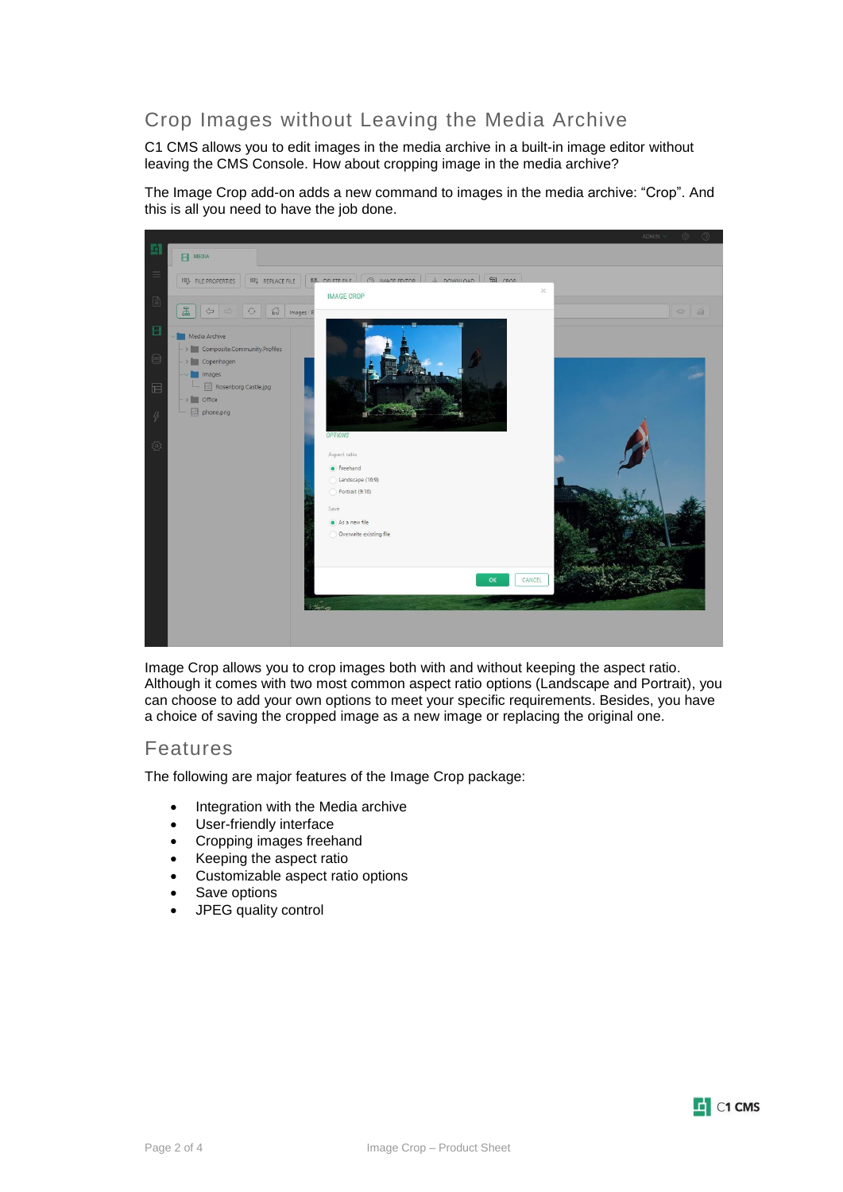## Crop Images without Leaving the Media Archive

C1 CMS allows you to edit images in the media archive in a built-in image editor without leaving the CMS Console. How about cropping image in the media archive?

The Image Crop add-on adds a new command to images in the media archive: “Crop”. And this is all you need to have the job done.

Image Crop allows you to crop images both with and without keeping the aspect ratio. Although it comes with two most common aspect ratio options (Landscape and Portrait), you can choose to add your own options to meet your specific requirements. Besides, you have a choice of saving the cropped image as a new image or replacing the original one.

## Features

The following are major features of the Image Crop package:

- Integration with the Media archive
- User-friendly interface
- Cropping images freehand
- Keeping the aspect ratio
- Customizable aspect ratio options
- Save options
- JPEG quality control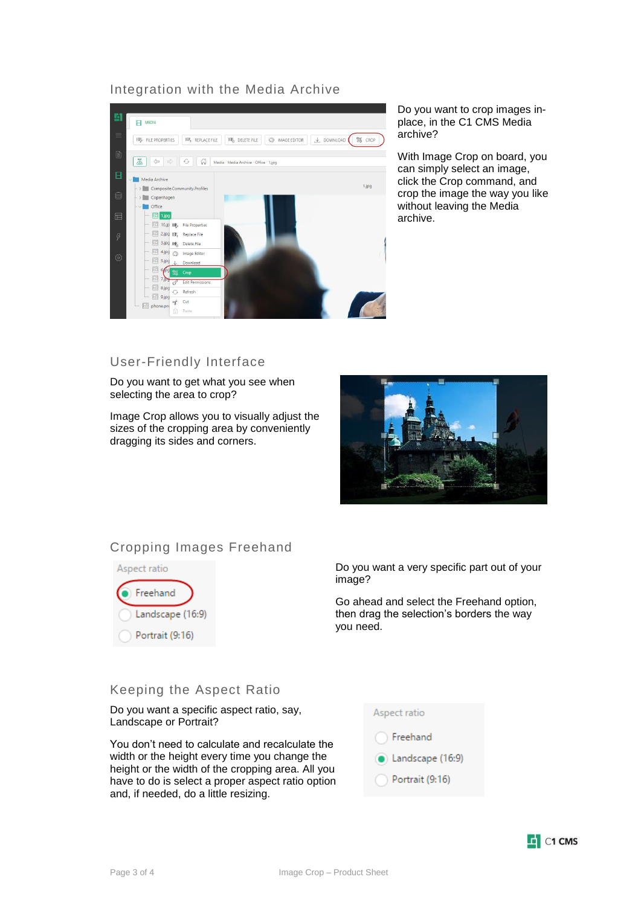## Integration with the Media Archive

Do you want to crop images in-place, in the C1 CMS Media archive?

With Image Crop on board, you can simply select an image, click the Crop command, and crop the image the way you like without leaving the Media archive.

## User-Friendly Interface

Do you want to get what you see when selecting the area to crop?

Image Crop allows you to visually adjust the sizes of the cropping area by conveniently dragging its sides and corners.

## Cropping Images Freehand

Do you want a very specific part out of your image?

Go ahead and select the Freehand option, then drag the selection's borders the way you need.

## Keeping the Aspect Ratio

Do you want a specific aspect ratio, say, Landscape or Portrait?

You don't need to calculate and recalculate the width or the height every time you change the height or the width of the cropping area. All you have to do is select a proper aspect ratio option and, if needed, do a little resizing.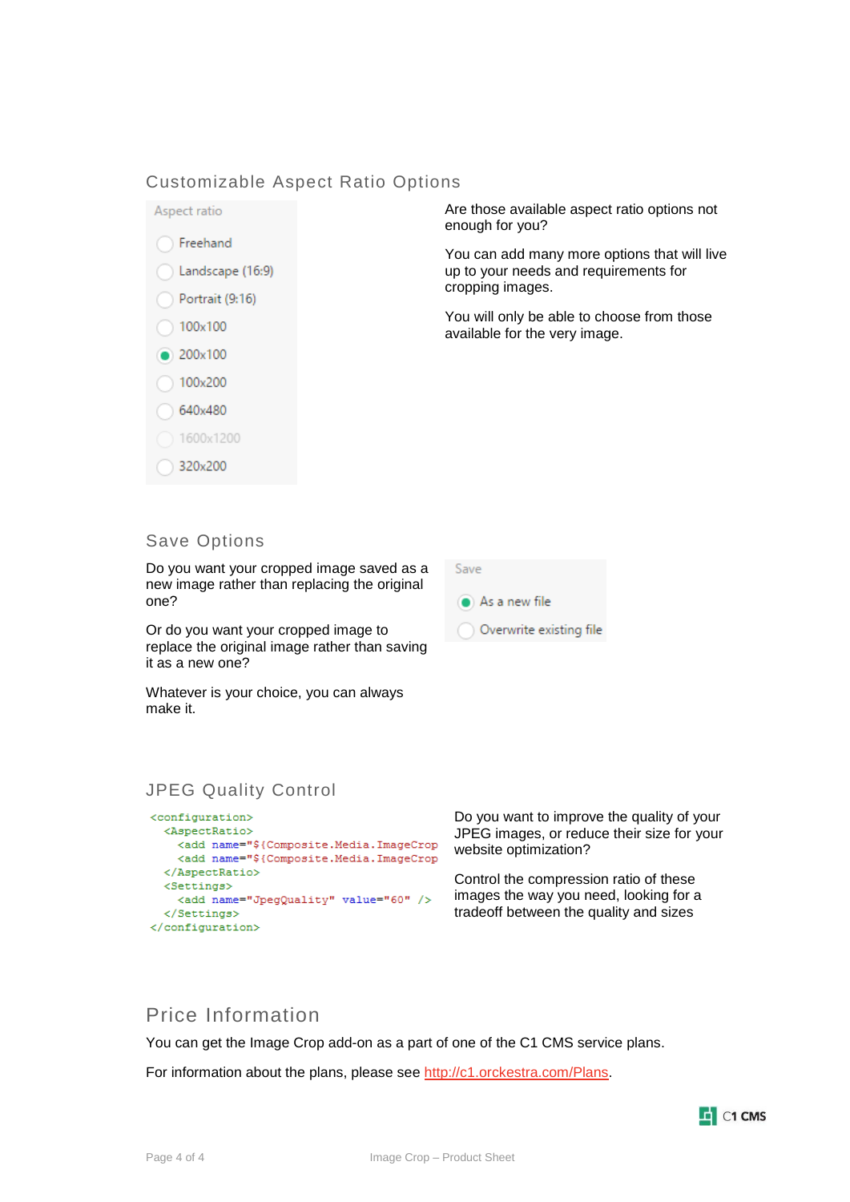## Customizable Aspect Ratio Options

Aspect ratio

- Freehand
- Landscape (16:9)
- Portrait (9:16)
- 100x100
- 200x100
- 100x200
- 640x480
- 1600x1200
- 320x200

Are those available aspect ratio options not enough for you?

You can add many more options that will live up to your needs and requirements for cropping images.

You will only be able to choose from those available for the very image.

## Save Options

Do you want your cropped image saved as a new image rather than replacing the original one?

Or do you want your cropped image to replace the original image rather than saving it as a new one?

Whatever is your choice, you can always make it.

Save

- As a new file
- Overwrite existing file

## JPEG Quality Control

```
<configuration>
  <AspectRatio>
    <add name="${Composite.Media.ImageCrop
    <add name="${Composite.Media.ImageCrop
  </AspectRatio>
  <Settings>
    <add name="JpegQuality" value="60" />
  </Settings>
</configuration>
```

Do you want to improve the quality of your JPEG images, or reduce their size for your website optimization?

Control the compression ratio of these images the way you need, looking for a tradeoff between the quality and sizes

## Price Information

You can get the Image Crop add-on as a part of one of the C1 CMS service plans.

For information about the plans, please see http://c1.orckestra.com/Plans.

C1 CMS